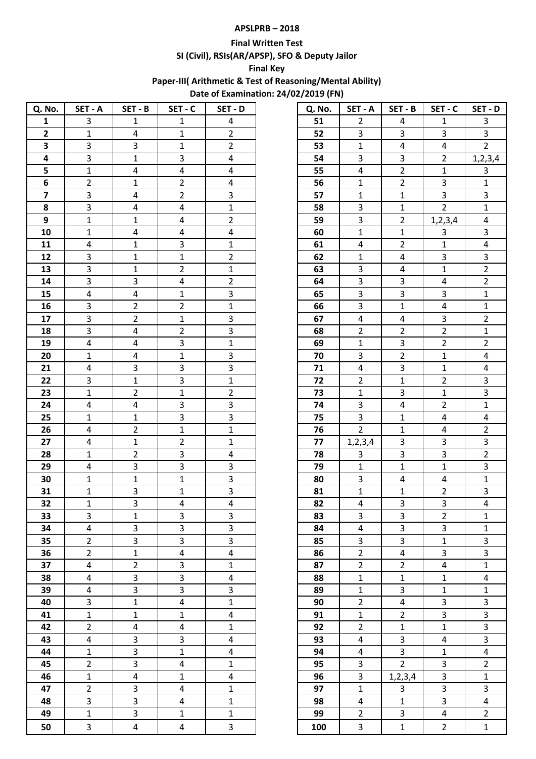**APSLPRB – 2018**

**Final Written Test**

**SI (Civil), RSIs(AR/APSP), SFO & Deputy Jailor**

**Final Key**

**Paper-III( Arithmetic & Test of Reasoning/Mental Ability)**

**Date of Examination: 24/02/2019 (FN)**

| Q. No. | SET - A | SET - B | SET - C | SET - D |
|---|---|---|---|---|
| 1 | 3 | 1 | 1 | 4 |
| 2 | 1 | 4 | 1 | 2 |
| 3 | 3 | 3 | 1 | 2 |
| 4 | 3 | 1 | 3 | 4 |
| 5 | 1 | 4 | 4 | 4 |
| 6 | 2 | 1 | 2 | 4 |
| 7 | 3 | 4 | 2 | 3 |
| 8 | 3 | 4 | 4 | 1 |
| 9 | 1 | 1 | 4 | 2 |
| 10 | 1 | 4 | 4 | 4 |
| 11 | 4 | 1 | 3 | 1 |
| 12 | 3 | 1 | 1 | 2 |
| 13 | 3 | 1 | 2 | 1 |
| 14 | 3 | 3 | 4 | 2 |
| 15 | 4 | 4 | 1 | 3 |
| 16 | 3 | 2 | 2 | 1 |
| 17 | 3 | 2 | 1 | 3 |
| 18 | 3 | 4 | 2 | 3 |
| 19 | 4 | 4 | 3 | 1 |
| 20 | 1 | 4 | 1 | 3 |
| 21 | 4 | 3 | 3 | 3 |
| 22 | 3 | 1 | 3 | 1 |
| 23 | 1 | 2 | 1 | 2 |
| 24 | 4 | 4 | 3 | 3 |
| 25 | 1 | 1 | 3 | 3 |
| 26 | 4 | 2 | 1 | 1 |
| 27 | 4 | 1 | 2 | 1 |
| 28 | 1 | 2 | 3 | 4 |
| 29 | 4 | 3 | 3 | 3 |
| 30 | 1 | 1 | 1 | 3 |
| 31 | 1 | 3 | 1 | 3 |
| 32 | 1 | 3 | 4 | 4 |
| 33 | 3 | 1 | 3 | 3 |
| 34 | 4 | 3 | 3 | 3 |
| 35 | 2 | 3 | 3 | 3 |
| 36 | 2 | 1 | 4 | 4 |
| 37 | 4 | 2 | 3 | 1 |
| 38 | 4 | 3 | 3 | 4 |
| 39 | 4 | 3 | 3 | 3 |
| 40 | 3 | 1 | 4 | 1 |
| 41 | 1 | 1 | 1 | 4 |
| 42 | 2 | 4 | 4 | 1 |
| 43 | 4 | 3 | 3 | 4 |
| 44 | 1 | 3 | 1 | 4 |
| 45 | 2 | 3 | 4 | 1 |
| 46 | 1 | 4 | 1 | 4 |
| 47 | 2 | 3 | 4 | 1 |
| 48 | 3 | 3 | 4 | 1 |
| 49 | 1 | 3 | 1 | 1 |
| 50 | 3 | 4 | 4 | 3 |
| 51 | 2 | 4 | 1 | 3 |
| 52 | 3 | 3 | 3 | 3 |
| 53 | 1 | 4 | 4 | 2 |
| 54 | 3 | 3 | 2 | 1,2,3,4 |
| 55 | 4 | 2 | 1 | 3 |
| 56 | 1 | 2 | 3 | 1 |
| 57 | 1 | 1 | 3 | 3 |
| 58 | 3 | 1 | 2 | 1 |
| 59 | 3 | 2 | 1,2,3,4 | 4 |
| 60 | 1 | 1 | 3 | 3 |
| 61 | 4 | 2 | 1 | 4 |
| 62 | 1 | 4 | 3 | 3 |
| 63 | 3 | 4 | 1 | 2 |
| 64 | 3 | 3 | 4 | 2 |
| 65 | 3 | 3 | 3 | 1 |
| 66 | 3 | 1 | 4 | 1 |
| 67 | 4 | 4 | 3 | 2 |
| 68 | 2 | 2 | 2 | 1 |
| 69 | 1 | 3 | 2 | 2 |
| 70 | 3 | 2 | 1 | 4 |
| 71 | 4 | 3 | 1 | 4 |
| 72 | 2 | 1 | 2 | 3 |
| 73 | 1 | 3 | 1 | 3 |
| 74 | 3 | 4 | 2 | 1 |
| 75 | 3 | 1 | 4 | 4 |
| 76 | 2 | 1 | 4 | 2 |
| 77 | 1,2,3,4 | 3 | 3 | 3 |
| 78 | 3 | 3 | 3 | 2 |
| 79 | 1 | 1 | 1 | 3 |
| 80 | 3 | 4 | 4 | 1 |
| 81 | 1 | 1 | 2 | 3 |
| 82 | 4 | 3 | 3 | 4 |
| 83 | 3 | 3 | 2 | 1 |
| 84 | 4 | 3 | 3 | 1 |
| 85 | 3 | 3 | 1 | 3 |
| 86 | 2 | 4 | 3 | 3 |
| 87 | 2 | 2 | 4 | 1 |
| 88 | 1 | 1 | 1 | 4 |
| 89 | 1 | 3 | 1 | 1 |
| 90 | 2 | 4 | 3 | 3 |
| 91 | 1 | 2 | 3 | 3 |
| 92 | 2 | 1 | 1 | 3 |
| 93 | 4 | 3 | 4 | 3 |
| 94 | 4 | 3 | 1 | 4 |
| 95 | 3 | 2 | 3 | 2 |
| 96 | 3 | 1,2,3,4 | 3 | 1 |
| 97 | 1 | 3 | 3 | 3 |
| 98 | 4 | 1 | 3 | 4 |
| 99 | 2 | 3 | 4 | 2 |
| 100 | 3 | 1 | 2 | 1 |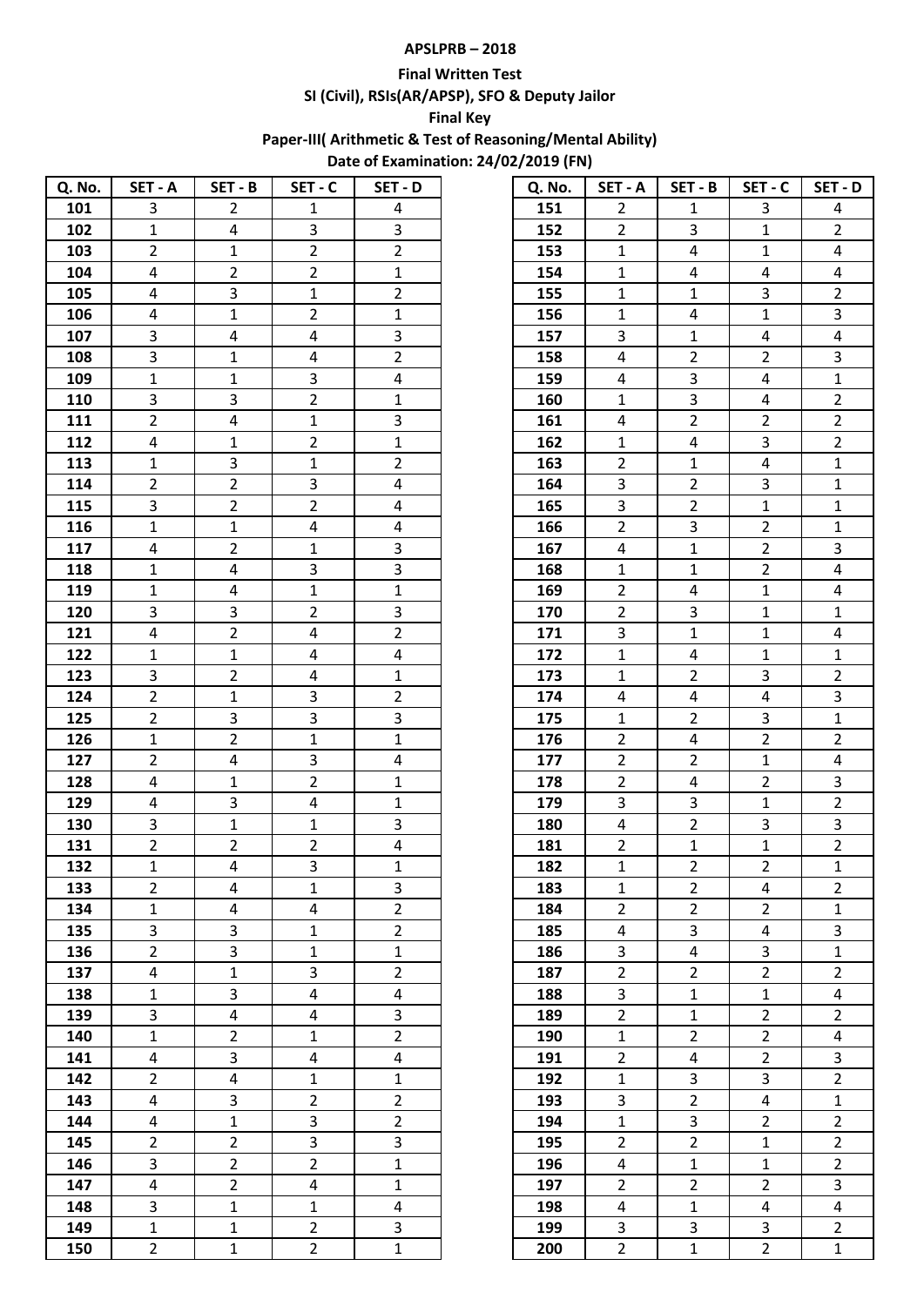**APSLPRB – 2018**

**Final Written Test**

**SI (Civil), RSIs(AR/APSP), SFO & Deputy Jailor**

**Final Key**

**Paper-III( Arithmetic & Test of Reasoning/Mental Ability)**

**Date of Examination: 24/02/2019 (FN)**

| Q. No. | SET - A | SET - B | SET - C | SET - D |
|---|---|---|---|---|
| 101 | 3 | 2 | 1 | 4 |
| 102 | 1 | 4 | 3 | 3 |
| 103 | 2 | 1 | 2 | 2 |
| 104 | 4 | 2 | 2 | 1 |
| 105 | 4 | 3 | 1 | 2 |
| 106 | 4 | 1 | 2 | 1 |
| 107 | 3 | 4 | 4 | 3 |
| 108 | 3 | 1 | 4 | 2 |
| 109 | 1 | 1 | 3 | 4 |
| 110 | 3 | 3 | 2 | 1 |
| 111 | 2 | 4 | 1 | 3 |
| 112 | 4 | 1 | 2 | 1 |
| 113 | 1 | 3 | 1 | 2 |
| 114 | 2 | 2 | 3 | 4 |
| 115 | 3 | 2 | 2 | 4 |
| 116 | 1 | 1 | 4 | 4 |
| 117 | 4 | 2 | 1 | 3 |
| 118 | 1 | 4 | 3 | 3 |
| 119 | 1 | 4 | 1 | 1 |
| 120 | 3 | 3 | 2 | 3 |
| 121 | 4 | 2 | 4 | 2 |
| 122 | 1 | 1 | 4 | 4 |
| 123 | 3 | 2 | 4 | 1 |
| 124 | 2 | 1 | 3 | 2 |
| 125 | 2 | 3 | 3 | 3 |
| 126 | 1 | 2 | 1 | 1 |
| 127 | 2 | 4 | 3 | 4 |
| 128 | 4 | 1 | 2 | 1 |
| 129 | 4 | 3 | 4 | 1 |
| 130 | 3 | 1 | 1 | 3 |
| 131 | 2 | 2 | 2 | 4 |
| 132 | 1 | 4 | 3 | 1 |
| 133 | 2 | 4 | 1 | 3 |
| 134 | 1 | 4 | 4 | 2 |
| 135 | 3 | 3 | 1 | 2 |
| 136 | 2 | 3 | 1 | 1 |
| 137 | 4 | 1 | 3 | 2 |
| 138 | 1 | 3 | 4 | 4 |
| 139 | 3 | 4 | 4 | 3 |
| 140 | 1 | 2 | 1 | 2 |
| 141 | 4 | 3 | 4 | 4 |
| 142 | 2 | 4 | 1 | 1 |
| 143 | 4 | 3 | 2 | 2 |
| 144 | 4 | 1 | 3 | 2 |
| 145 | 2 | 2 | 3 | 3 |
| 146 | 3 | 2 | 2 | 1 |
| 147 | 4 | 2 | 4 | 1 |
| 148 | 3 | 1 | 1 | 4 |
| 149 | 1 | 1 | 2 | 3 |
| 150 | 2 | 1 | 2 | 1 |
| 151 | 2 | 1 | 3 | 4 |
| 152 | 2 | 3 | 1 | 2 |
| 153 | 1 | 4 | 1 | 4 |
| 154 | 1 | 4 | 4 | 4 |
| 155 | 1 | 1 | 3 | 2 |
| 156 | 1 | 4 | 1 | 3 |
| 157 | 3 | 1 | 4 | 4 |
| 158 | 4 | 2 | 2 | 3 |
| 159 | 4 | 3 | 4 | 1 |
| 160 | 1 | 3 | 4 | 2 |
| 161 | 4 | 2 | 2 | 2 |
| 162 | 1 | 4 | 3 | 2 |
| 163 | 2 | 1 | 4 | 1 |
| 164 | 3 | 2 | 3 | 1 |
| 165 | 3 | 2 | 1 | 1 |
| 166 | 2 | 3 | 2 | 1 |
| 167 | 4 | 1 | 2 | 3 |
| 168 | 1 | 1 | 2 | 4 |
| 169 | 2 | 4 | 1 | 4 |
| 170 | 2 | 3 | 1 | 1 |
| 171 | 3 | 1 | 1 | 4 |
| 172 | 1 | 4 | 1 | 1 |
| 173 | 1 | 2 | 3 | 2 |
| 174 | 4 | 4 | 4 | 3 |
| 175 | 1 | 2 | 3 | 1 |
| 176 | 2 | 4 | 2 | 2 |
| 177 | 2 | 2 | 1 | 4 |
| 178 | 2 | 4 | 2 | 3 |
| 179 | 3 | 3 | 1 | 2 |
| 180 | 4 | 2 | 3 | 3 |
| 181 | 2 | 1 | 1 | 2 |
| 182 | 1 | 2 | 2 | 1 |
| 183 | 1 | 2 | 4 | 2 |
| 184 | 2 | 2 | 2 | 1 |
| 185 | 4 | 3 | 4 | 3 |
| 186 | 3 | 4 | 3 | 1 |
| 187 | 2 | 2 | 2 | 2 |
| 188 | 3 | 1 | 1 | 4 |
| 189 | 2 | 1 | 2 | 2 |
| 190 | 1 | 2 | 2 | 4 |
| 191 | 2 | 4 | 2 | 3 |
| 192 | 1 | 3 | 3 | 2 |
| 193 | 3 | 2 | 4 | 1 |
| 194 | 1 | 3 | 2 | 2 |
| 195 | 2 | 2 | 1 | 2 |
| 196 | 4 | 1 | 1 | 2 |
| 197 | 2 | 2 | 2 | 3 |
| 198 | 4 | 1 | 4 | 4 |
| 199 | 3 | 3 | 3 | 2 |
| 200 | 2 | 1 | 2 | 1 |